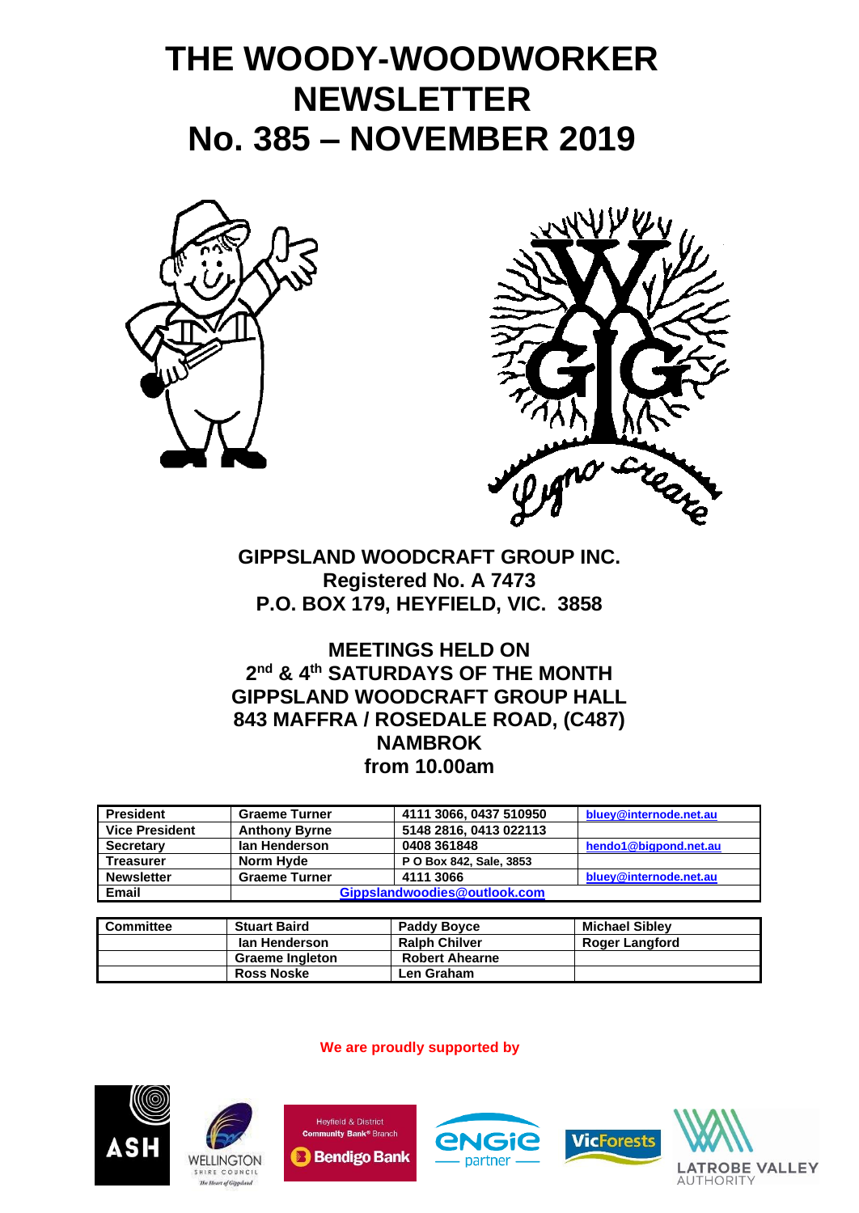# THE WOODY-WOODWORKER NEWSLETTER
# No. 385 – NOVEMBER 2019

**GIPPSLAND WOODCRAFT GROUP INC.**
**Registered No. A 7473**
**P.O. BOX 179, HEYFIELD, VIC. 3858**

**MEETINGS HELD ON**
**2nd & 4th SATURDAYS OF THE MONTH**
**GIPPSLAND WOODCRAFT GROUP HALL**
**843 MAFFRA / ROSEDALE ROAD, (C487)**
**NAMBROK**
**from 10.00am**

| | | | |
|---|---|---|---|
| **President** | **Graeme Turner** | **4111 3066, 0437 510950** | bluey@internode.net.au |
| **Vice President** | **Anthony Byrne** | **5148 2816, 0413 022113** | |
| **Secretary** | **Ian Henderson** | **0408 361848** | hendo1@bigpond.net.au |
| **Treasurer** | **Norm Hyde** | **P O Box 842, Sale, 3853** | |
| **Newsletter** | **Graeme Turner** | **4111 3066** | bluey@internode.net.au |
| **Email** | Gippslandwoodies@outlook.com | | |

| | | | |
|---|---|---|---|
| **Committee** | **Stuart Baird** | **Paddy Boyce** | **Michael Sibley** |
| | **Ian Henderson** | **Ralph Chilver** | **Roger Langford** |
| | **Graeme Ingleton** | **Robert Ahearne** | |
| | **Ross Noske** | **Len Graham** | |

**We are proudly supported by**

ASH · Wellington Shire Council · Heyfield & District Community Bank Branch Bendigo Bank · ENGIE partner · VicForests · Latrobe Valley Authority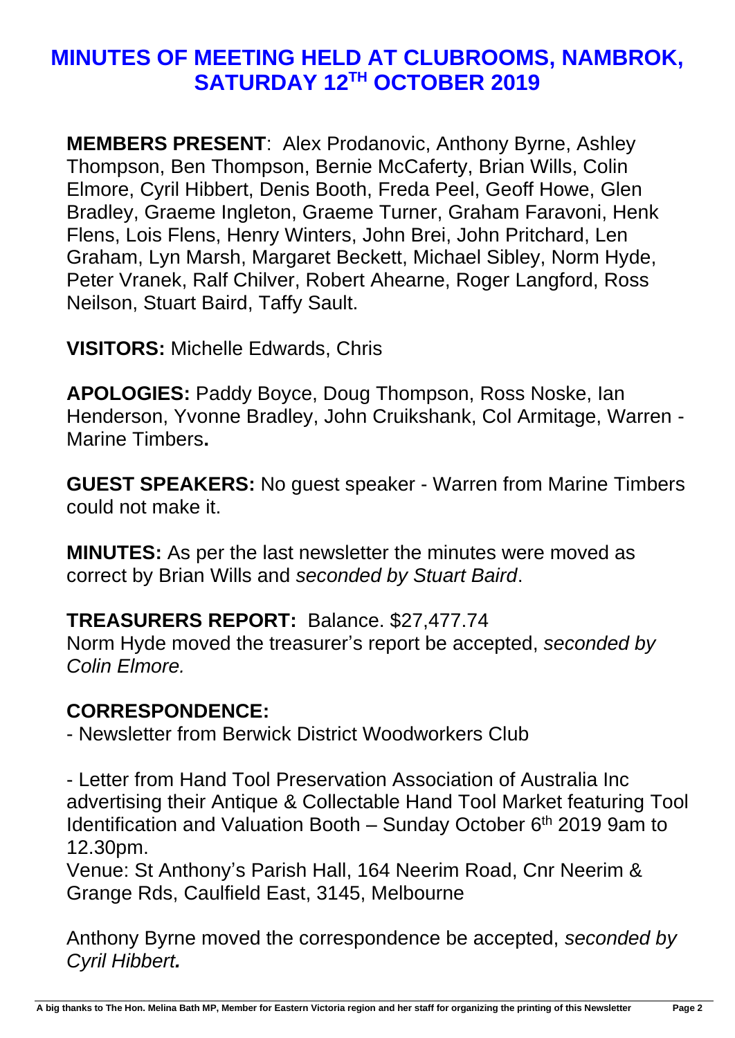# MINUTES OF MEETING HELD AT CLUBROOMS, NAMBROK, SATURDAY 12TH OCTOBER 2019

**MEMBERS PRESENT**: Alex Prodanovic, Anthony Byrne, Ashley Thompson, Ben Thompson, Bernie McCaferty, Brian Wills, Colin Elmore, Cyril Hibbert, Denis Booth, Freda Peel, Geoff Howe, Glen Bradley, Graeme Ingleton, Graeme Turner, Graham Faravoni, Henk Flens, Lois Flens, Henry Winters, John Brei, John Pritchard, Len Graham, Lyn Marsh, Margaret Beckett, Michael Sibley, Norm Hyde, Peter Vranek, Ralf Chilver, Robert Ahearne, Roger Langford, Ross Neilson, Stuart Baird, Taffy Sault.

**VISITORS:** Michelle Edwards, Chris

**APOLOGIES:** Paddy Boyce, Doug Thompson, Ross Noske, Ian Henderson, Yvonne Bradley, John Cruikshank, Col Armitage, Warren - Marine Timbers**.**

**GUEST SPEAKERS:** No guest speaker - Warren from Marine Timbers could not make it.

**MINUTES:** As per the last newsletter the minutes were moved as correct by Brian Wills and *seconded by Stuart Baird*.

**TREASURERS REPORT:** Balance. $27,477.74
Norm Hyde moved the treasurer's report be accepted, *seconded by Colin Elmore.*

**CORRESPONDENCE:**

- Newsletter from Berwick District Woodworkers Club

- Letter from Hand Tool Preservation Association of Australia Inc advertising their Antique & Collectable Hand Tool Market featuring Tool Identification and Valuation Booth – Sunday October 6th 2019 9am to 12.30pm.
Venue: St Anthony's Parish Hall, 164 Neerim Road, Cnr Neerim & Grange Rds, Caulfield East, 3145, Melbourne

Anthony Byrne moved the correspondence be accepted, *seconded by Cyril Hibbert**.***

A big thanks to The Hon. Melina Bath MP, Member for Eastern Victoria region and her staff for organizing the printing of this Newsletter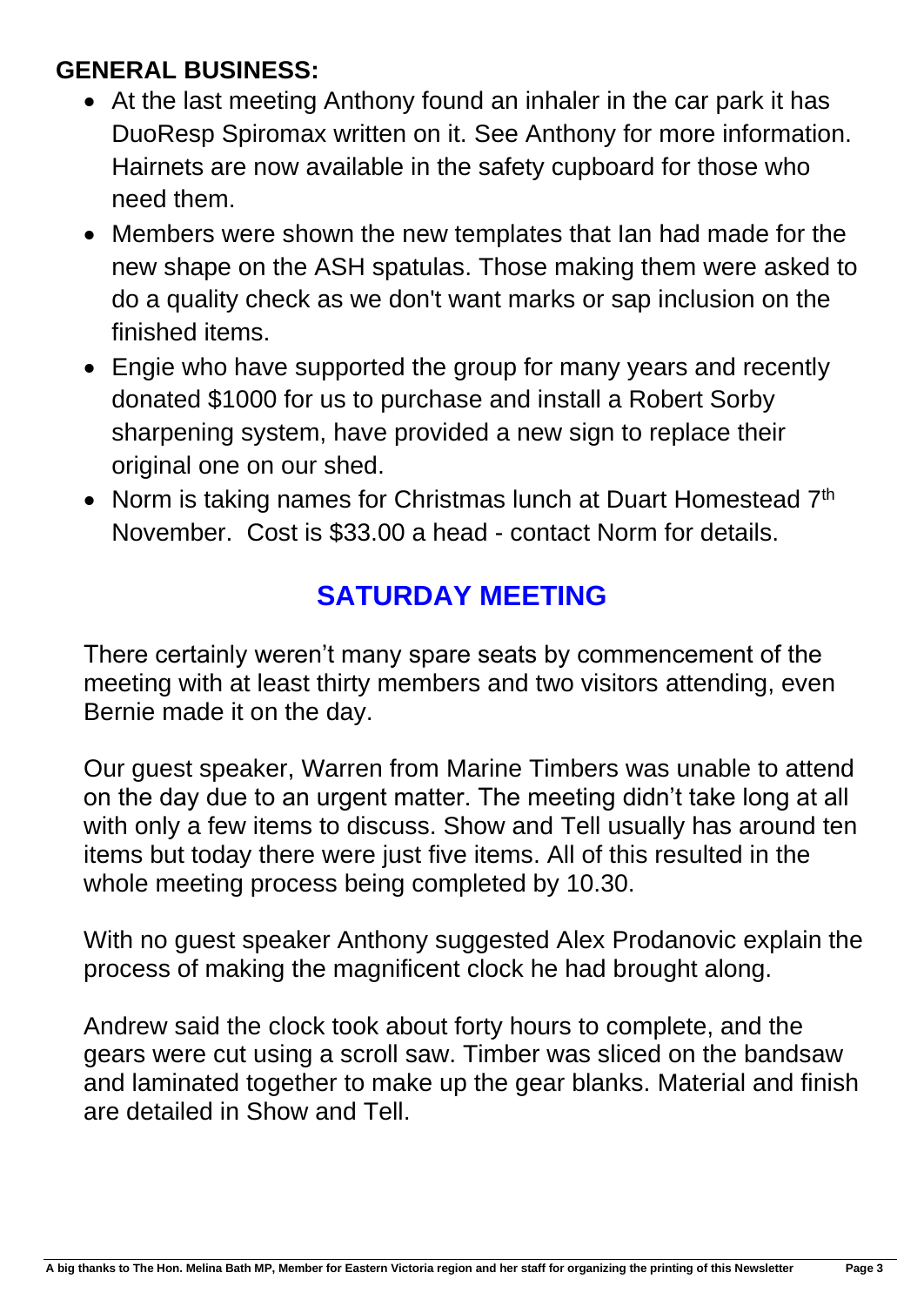## GENERAL BUSINESS:

- At the last meeting Anthony found an inhaler in the car park it has DuoResp Spiromax written on it. See Anthony for more information. Hairnets are now available in the safety cupboard for those who need them.
- Members were shown the new templates that Ian had made for the new shape on the ASH spatulas. Those making them were asked to do a quality check as we don't want marks or sap inclusion on the finished items.
- Engie who have supported the group for many years and recently donated $1000 for us to purchase and install a Robert Sorby sharpening system, have provided a new sign to replace their original one on our shed.
- Norm is taking names for Christmas lunch at Duart Homestead 7th November. Cost is $33.00 a head - contact Norm for details.

## SATURDAY MEETING

There certainly weren't many spare seats by commencement of the meeting with at least thirty members and two visitors attending, even Bernie made it on the day.

Our guest speaker, Warren from Marine Timbers was unable to attend on the day due to an urgent matter. The meeting didn't take long at all with only a few items to discuss. Show and Tell usually has around ten items but today there were just five items. All of this resulted in the whole meeting process being completed by 10.30.

With no guest speaker Anthony suggested Alex Prodanovic explain the process of making the magnificent clock he had brought along.

Andrew said the clock took about forty hours to complete, and the gears were cut using a scroll saw. Timber was sliced on the bandsaw and laminated together to make up the gear blanks. Material and finish are detailed in Show and Tell.

A big thanks to The Hon. Melina Bath MP, Member for Eastern Victoria region and her staff for organizing the printing of this Newsletter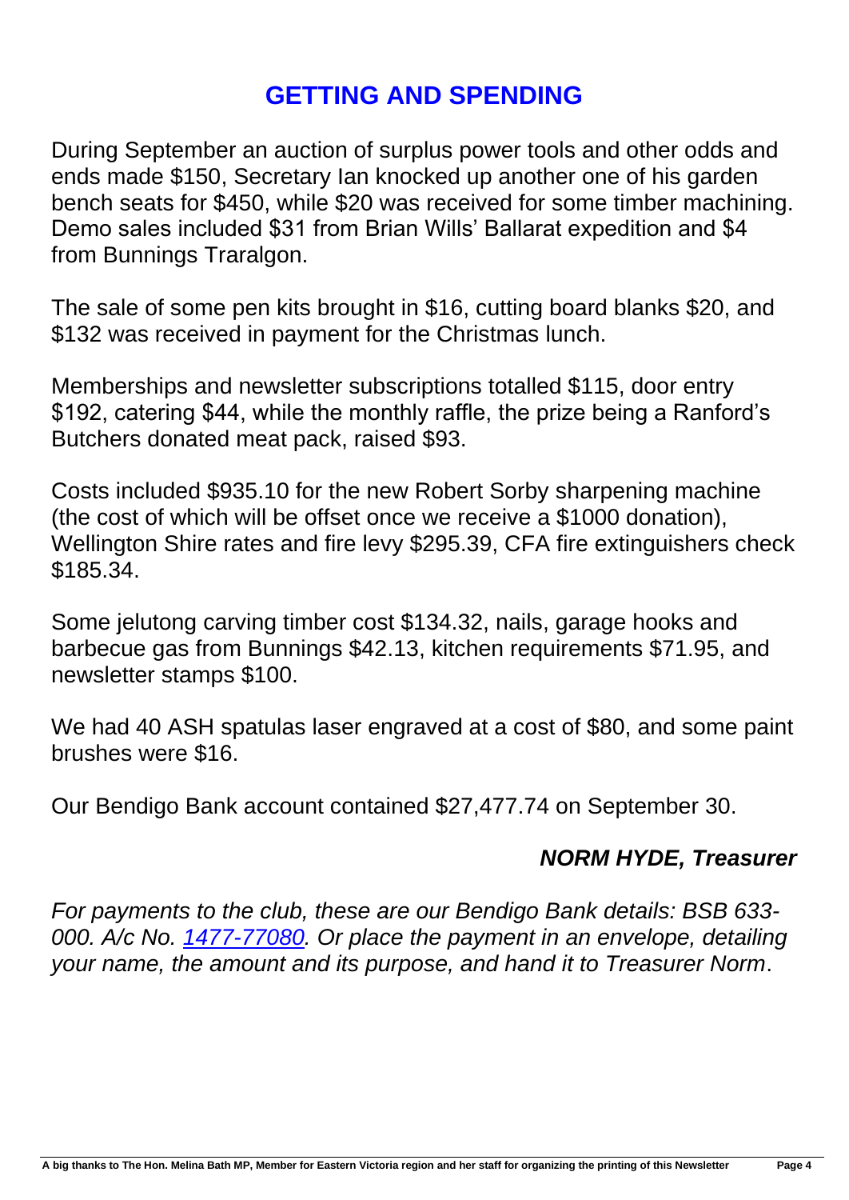## GETTING AND SPENDING

During September an auction of surplus power tools and other odds and ends made $150, Secretary Ian knocked up another one of his garden bench seats for $450, while $20 was received for some timber machining. Demo sales included $31 from Brian Wills' Ballarat expedition and $4 from Bunnings Traralgon.

The sale of some pen kits brought in $16, cutting board blanks $20, and $132 was received in payment for the Christmas lunch.

Memberships and newsletter subscriptions totalled $115, door entry $192, catering $44, while the monthly raffle, the prize being a Ranford's Butchers donated meat pack, raised $93.

Costs included $935.10 for the new Robert Sorby sharpening machine (the cost of which will be offset once we receive a $1000 donation), Wellington Shire rates and fire levy $295.39, CFA fire extinguishers check $185.34.

Some jelutong carving timber cost $134.32, nails, garage hooks and barbecue gas from Bunnings $42.13, kitchen requirements $71.95, and newsletter stamps $100.

We had 40 ASH spatulas laser engraved at a cost of $80, and some paint brushes were $16.

Our Bendigo Bank account contained $27,477.74 on September 30.

***NORM HYDE, Treasurer***

*For payments to the club, these are our Bendigo Bank details: BSB 633-000. A/c No. 1477-77080. Or place the payment in an envelope, detailing your name, the amount and its purpose, and hand it to Treasurer Norm.*

**A big thanks to The Hon. Melina Bath MP, Member for Eastern Victoria region and her staff for organizing the printing of this Newsletter**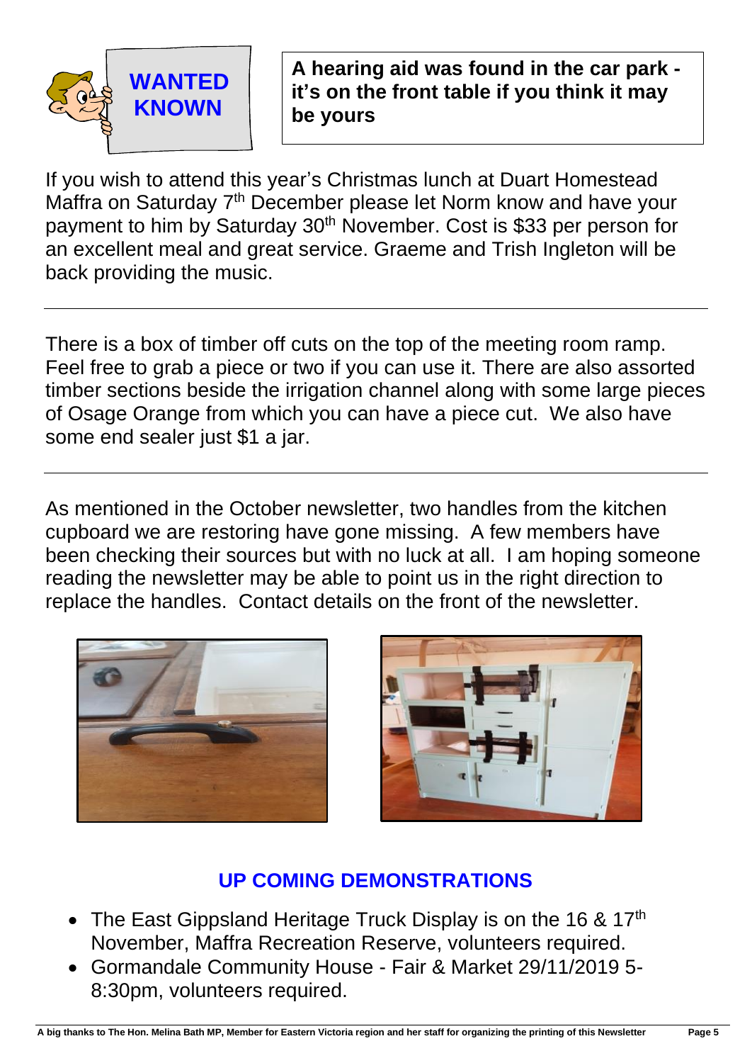**WANTED KNOWN**

**A hearing aid was found in the car park - it's on the front table if you think it may be yours**

If you wish to attend this year's Christmas lunch at Duart Homestead Maffra on Saturday 7th December please let Norm know and have your payment to him by Saturday 30th November. Cost is $33 per person for an excellent meal and great service. Graeme and Trish Ingleton will be back providing the music.

---

There is a box of timber off cuts on the top of the meeting room ramp. Feel free to grab a piece or two if you can use it. There are also assorted timber sections beside the irrigation channel along with some large pieces of Osage Orange from which you can have a piece cut. We also have some end sealer just $1 a jar.

---

As mentioned in the October newsletter, two handles from the kitchen cupboard we are restoring have gone missing. A few members have been checking their sources but with no luck at all. I am hoping someone reading the newsletter may be able to point us in the right direction to replace the handles. Contact details on the front of the newsletter.

## UP COMING DEMONSTRATIONS

- The East Gippsland Heritage Truck Display is on the 16 & 17th November, Maffra Recreation Reserve, volunteers required.
- Gormandale Community House - Fair & Market 29/11/2019 5-8:30pm, volunteers required.

**A big thanks to The Hon. Melina Bath MP, Member for Eastern Victoria region and her staff for organizing the printing of this Newsletter**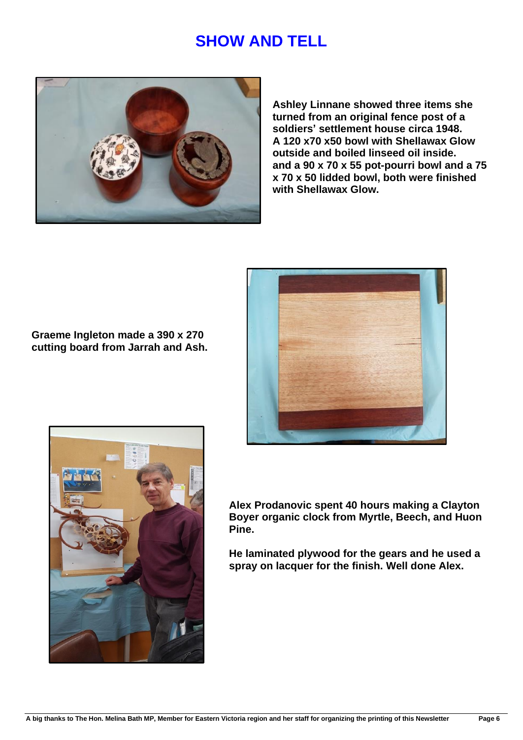# SHOW AND TELL

**Ashley Linnane showed three items she turned from an original fence post of a soldiers' settlement house circa 1948. A 120 x70 x50 bowl with Shellawax Glow outside and boiled linseed oil inside. and a 90 x 70 x 55 pot-pourri bowl and a 75 x 70 x 50 lidded bowl, both were finished with Shellawax Glow.**

**Graeme Ingleton made a 390 x 270 cutting board from Jarrah and Ash.**

**Alex Prodanovic spent 40 hours making a Clayton Boyer organic clock from Myrtle, Beech, and Huon Pine.**

**He laminated plywood for the gears and he used a spray on lacquer for the finish. Well done Alex.**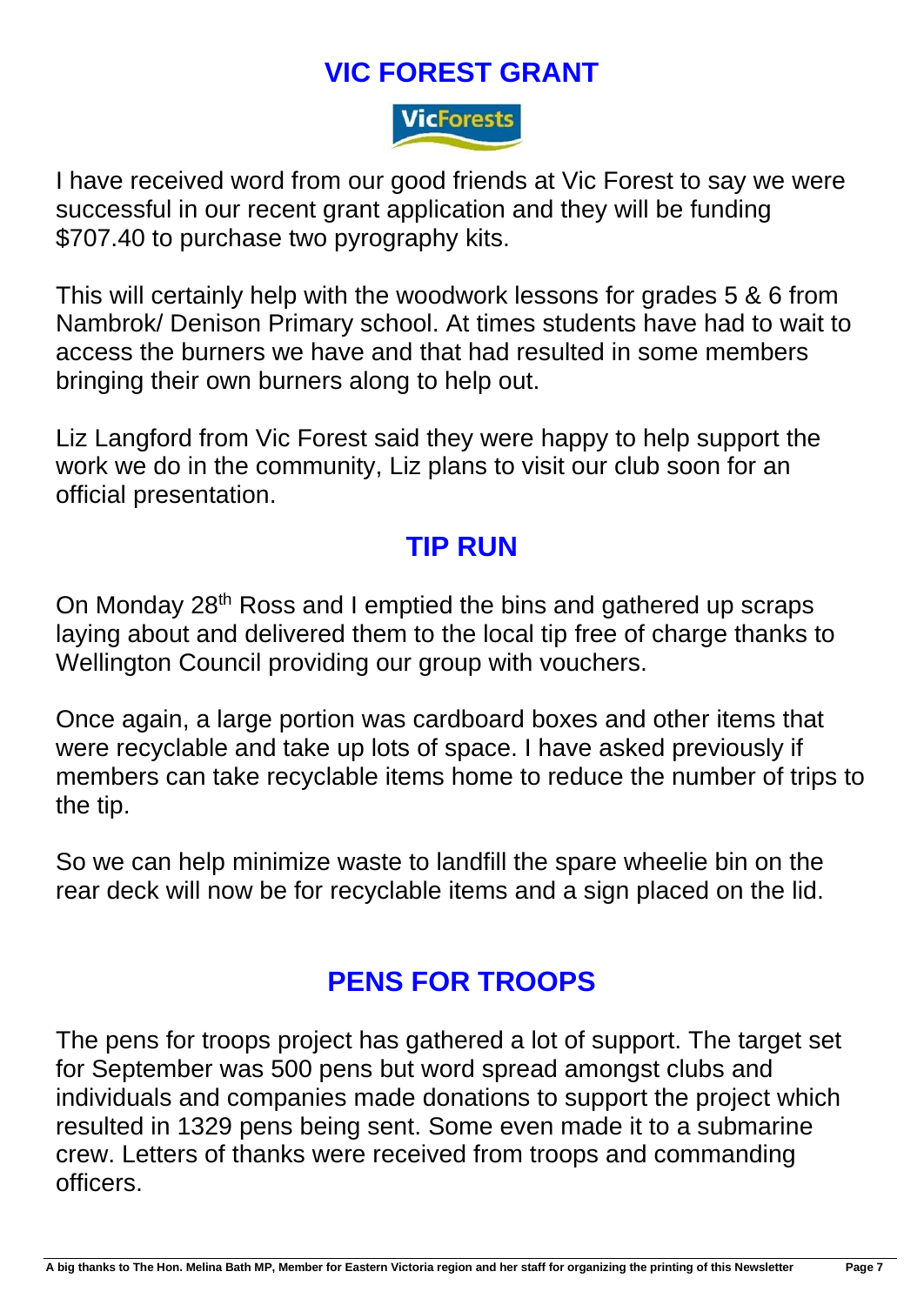## VIC FOREST GRANT

VicForests

I have received word from our good friends at Vic Forest to say we were successful in our recent grant application and they will be funding $707.40 to purchase two pyrography kits.

This will certainly help with the woodwork lessons for grades 5 & 6 from Nambrok/ Denison Primary school. At times students have had to wait to access the burners we have and that had resulted in some members bringing their own burners along to help out.

Liz Langford from Vic Forest said they were happy to help support the work we do in the community, Liz plans to visit our club soon for an official presentation.

## TIP RUN

On Monday 28th Ross and I emptied the bins and gathered up scraps laying about and delivered them to the local tip free of charge thanks to Wellington Council providing our group with vouchers.

Once again, a large portion was cardboard boxes and other items that were recyclable and take up lots of space. I have asked previously if members can take recyclable items home to reduce the number of trips to the tip.

So we can help minimize waste to landfill the spare wheelie bin on the rear deck will now be for recyclable items and a sign placed on the lid.

## PENS FOR TROOPS

The pens for troops project has gathered a lot of support. The target set for September was 500 pens but word spread amongst clubs and individuals and companies made donations to support the project which resulted in 1329 pens being sent. Some even made it to a submarine crew. Letters of thanks were received from troops and commanding officers.

**A big thanks to The Hon. Melina Bath MP, Member for Eastern Victoria region and her staff for organizing the printing of this Newsletter**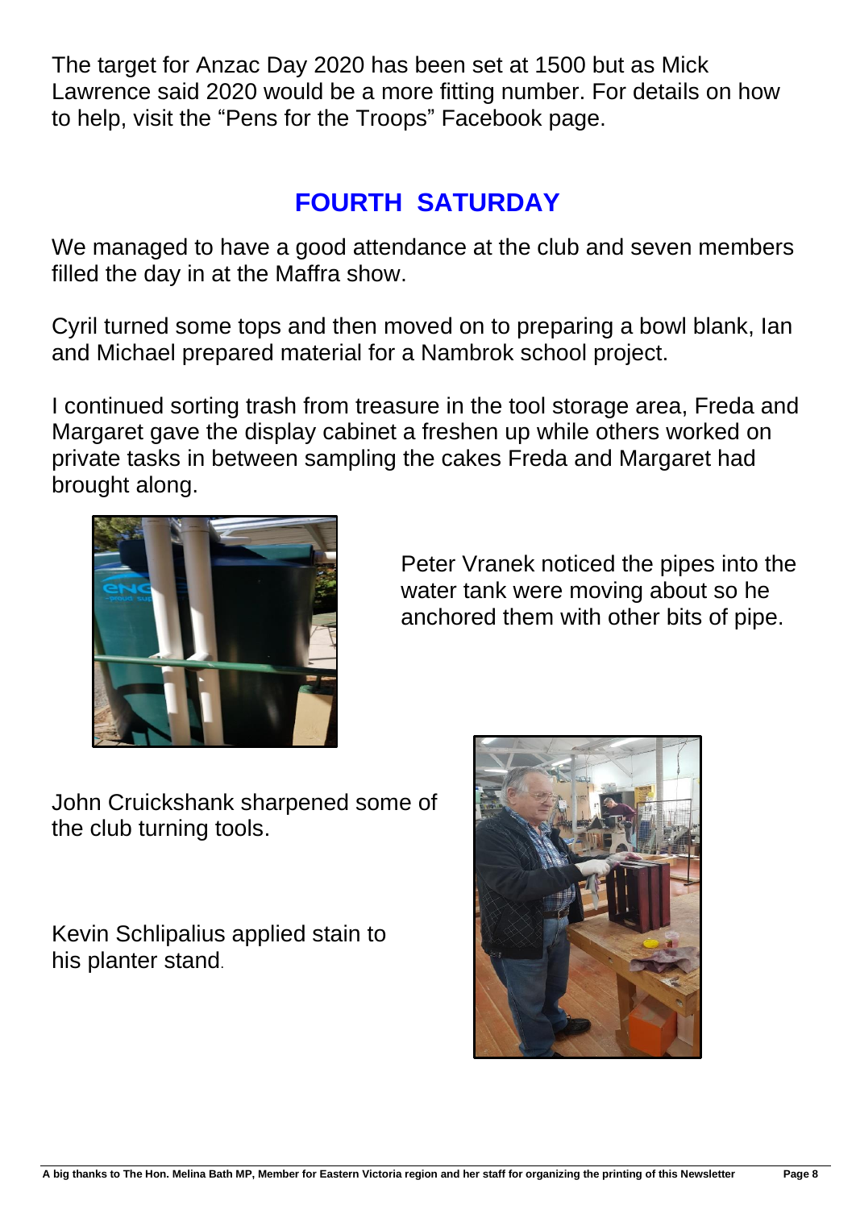The target for Anzac Day 2020 has been set at 1500 but as Mick Lawrence said 2020 would be a more fitting number. For details on how to help, visit the “Pens for the Troops” Facebook page.

## FOURTH SATURDAY

We managed to have a good attendance at the club and seven members filled the day in at the Maffra show.

Cyril turned some tops and then moved on to preparing a bowl blank, Ian and Michael prepared material for a Nambrok school project.

I continued sorting trash from treasure in the tool storage area, Freda and Margaret gave the display cabinet a freshen up while others worked on private tasks in between sampling the cakes Freda and Margaret had brought along.

Peter Vranek noticed the pipes into the water tank were moving about so he anchored them with other bits of pipe.

John Cruickshank sharpened some of the club turning tools.

Kevin Schlipalius applied stain to his planter stand.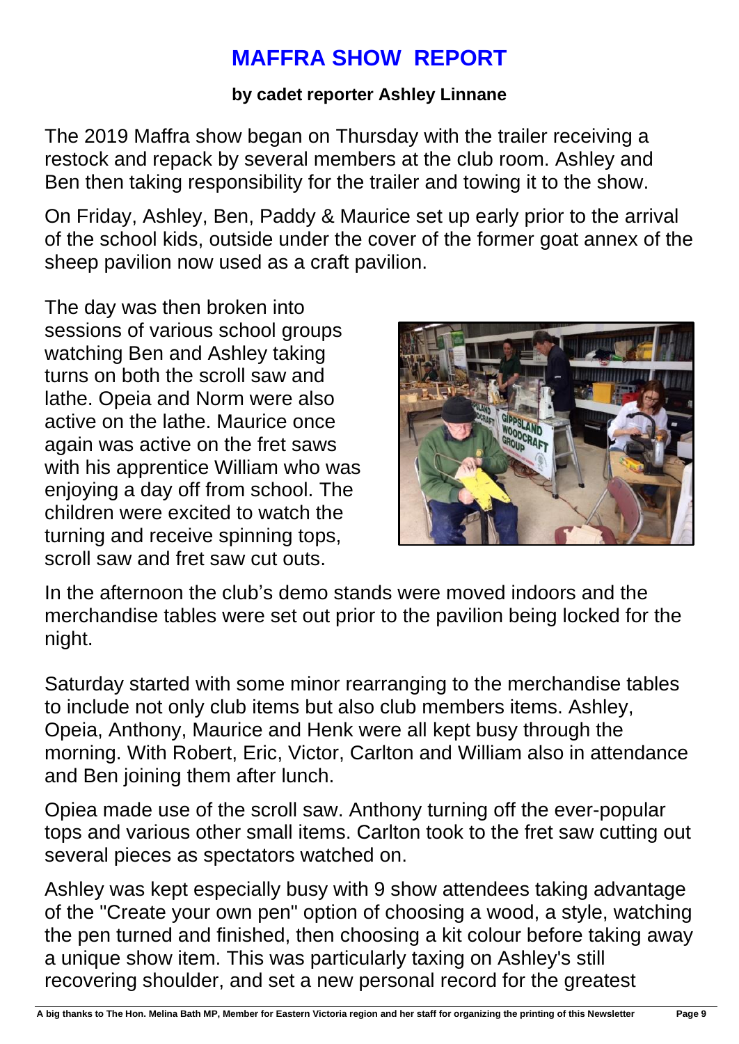# MAFFRA SHOW REPORT

**by cadet reporter Ashley Linnane**

The 2019 Maffra show began on Thursday with the trailer receiving a restock and repack by several members at the club room. Ashley and Ben then taking responsibility for the trailer and towing it to the show.

On Friday, Ashley, Ben, Paddy & Maurice set up early prior to the arrival of the school kids, outside under the cover of the former goat annex of the sheep pavilion now used as a craft pavilion.

The day was then broken into sessions of various school groups watching Ben and Ashley taking turns on both the scroll saw and lathe. Opeia and Norm were also active on the lathe. Maurice once again was active on the fret saws with his apprentice William who was enjoying a day off from school. The children were excited to watch the turning and receive spinning tops, scroll saw and fret saw cut outs.

In the afternoon the club's demo stands were moved indoors and the merchandise tables were set out prior to the pavilion being locked for the night.

Saturday started with some minor rearranging to the merchandise tables to include not only club items but also club members items. Ashley, Opeia, Anthony, Maurice and Henk were all kept busy through the morning. With Robert, Eric, Victor, Carlton and William also in attendance and Ben joining them after lunch.

Opiea made use of the scroll saw. Anthony turning off the ever-popular tops and various other small items. Carlton took to the fret saw cutting out several pieces as spectators watched on.

Ashley was kept especially busy with 9 show attendees taking advantage of the "Create your own pen" option of choosing a wood, a style, watching the pen turned and finished, then choosing a kit colour before taking away a unique show item. This was particularly taxing on Ashley's still recovering shoulder, and set a new personal record for the greatest

A big thanks to The Hon. Melina Bath MP, Member for Eastern Victoria region and her staff for organizing the printing of this Newsletter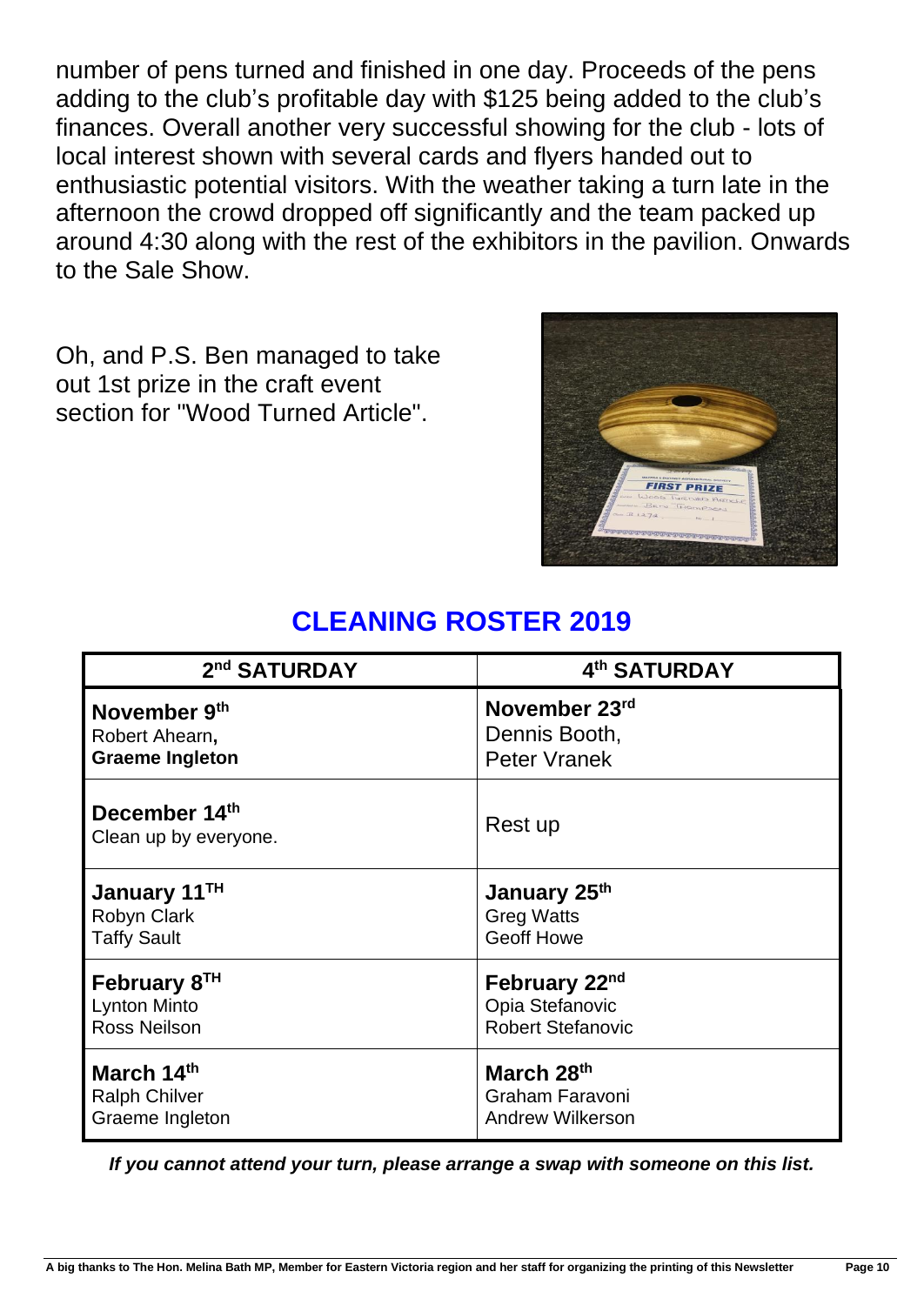number of pens turned and finished in one day. Proceeds of the pens adding to the club's profitable day with $125 being added to the club's finances. Overall another very successful showing for the club - lots of local interest shown with several cards and flyers handed out to enthusiastic potential visitors. With the weather taking a turn late in the afternoon the crowd dropped off significantly and the team packed up around 4:30 along with the rest of the exhibitors in the pavilion. Onwards to the Sale Show.

Oh, and P.S. Ben managed to take out 1st prize in the craft event section for "Wood Turned Article".

## CLEANING ROSTER 2019

| 2nd SATURDAY | 4th SATURDAY |
|---|---|
| **November 9th**<br>Robert Ahearn**,**<br>**Graeme Ingleton** | **November 23rd**<br>Dennis Booth,<br>Peter Vranek |
| **December 14th**<br>Clean up by everyone. | Rest up |
| **January 11TH**<br>Robyn Clark<br>Taffy Sault | **January 25th**<br>Greg Watts<br>Geoff Howe |
| **February 8TH**<br>Lynton Minto<br>Ross Neilson | **February 22nd**<br>Opia Stefanovic<br>Robert Stefanovic |
| **March 14th**<br>Ralph Chilver<br>Graeme Ingleton | **March 28th**<br>Graham Faravoni<br>Andrew Wilkerson |

***If you cannot attend your turn, please arrange a swap with someone on this list.***

**A big thanks to The Hon. Melina Bath MP, Member for Eastern Victoria region and her staff for organizing the printing of this Newsletter**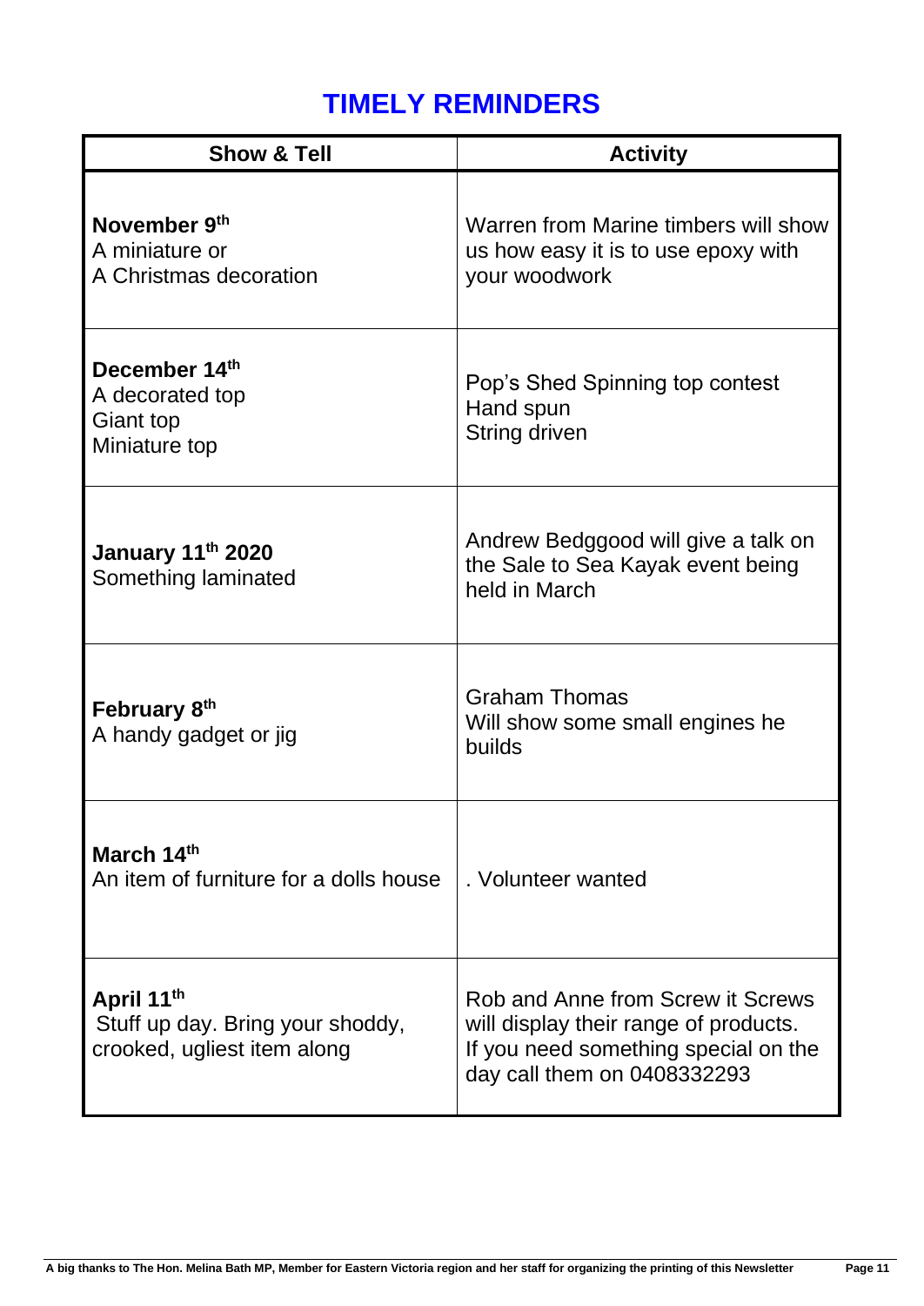# TIMELY REMINDERS

| Show & Tell | Activity |
|---|---|
| **November 9th**<br>A miniature or<br>A Christmas decoration | Warren from Marine timbers will show us how easy it is to use epoxy with your woodwork |
| **December 14th**<br>A decorated top<br>Giant top<br>Miniature top | Pop's Shed Spinning top contest<br>Hand spun<br>String driven |
| **January 11th 2020**<br>Something laminated | Andrew Bedggood will give a talk on the Sale to Sea Kayak event being held in March |
| **February 8th**<br>A handy gadget or jig | Graham Thomas<br>Will show some small engines he builds |
| **March 14th**<br>An item of furniture for a dolls house | . Volunteer wanted |
| **April 11th**<br>Stuff up day. Bring your shoddy, crooked, ugliest item along | Rob and Anne from Screw it Screws will display their range of products. If you need something special on the day call them on 0408332293 |

**A big thanks to The Hon. Melina Bath MP, Member for Eastern Victoria region and her staff for organizing the printing of this Newsletter**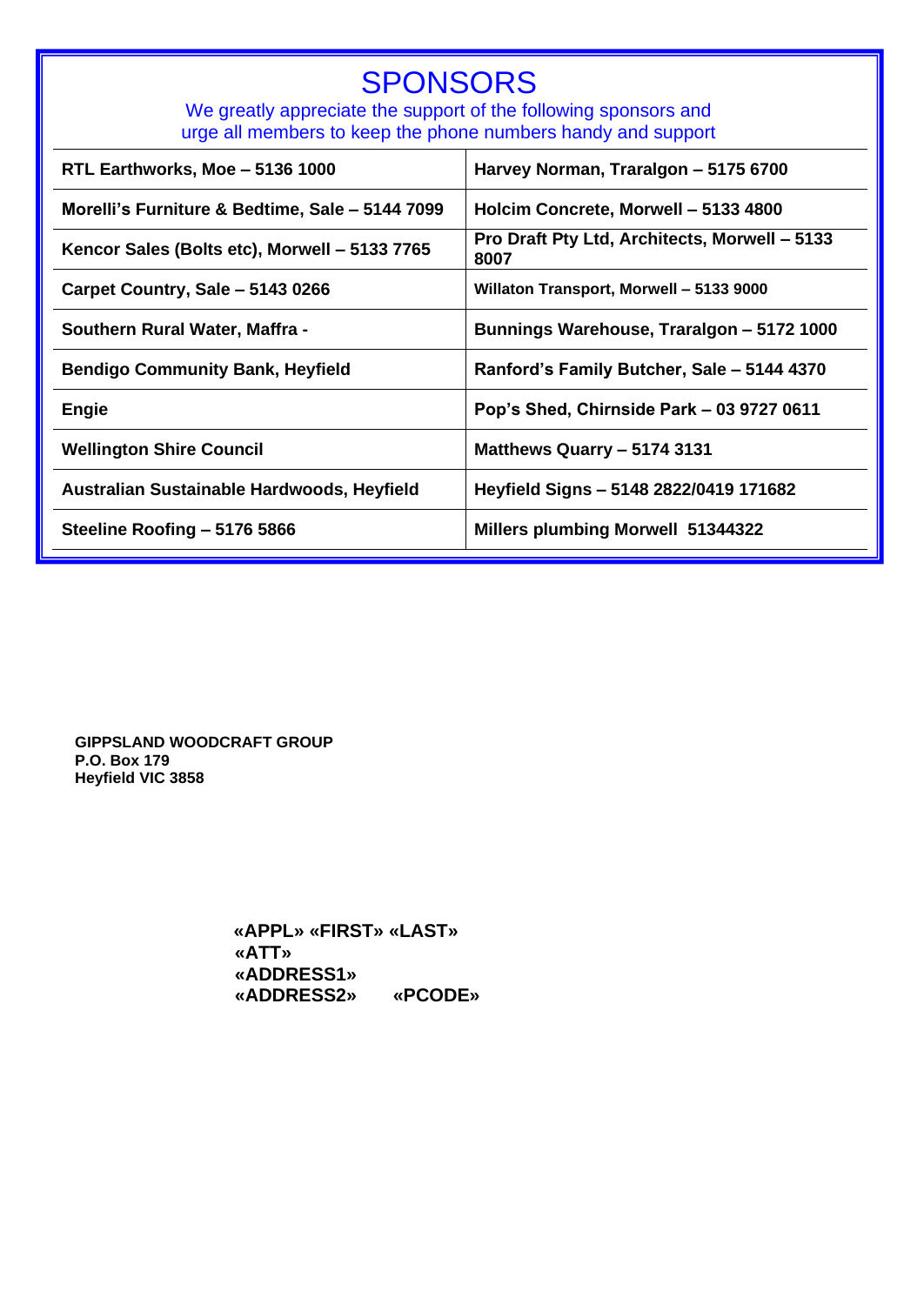# SPONSORS

We greatly appreciate the support of the following sponsors and urge all members to keep the phone numbers handy and support

| | |
|---|---|
| **RTL Earthworks, Moe – 5136 1000** | **Harvey Norman, Traralgon – 5175 6700** |
| **Morelli's Furniture & Bedtime, Sale – 5144 7099** | **Holcim Concrete, Morwell – 5133 4800** |
| **Kencor Sales (Bolts etc), Morwell – 5133 7765** | **Pro Draft Pty Ltd, Architects, Morwell – 5133 8007** |
| **Carpet Country, Sale – 5143 0266** | **Willaton Transport, Morwell – 5133 9000** |
| **Southern Rural Water, Maffra -** | **Bunnings Warehouse, Traralgon – 5172 1000** |
| **Bendigo Community Bank, Heyfield** | **Ranford's Family Butcher, Sale – 5144 4370** |
| **Engie** | **Pop's Shed, Chirnside Park – 03 9727 0611** |
| **Wellington Shire Council** | **Matthews Quarry – 5174 3131** |
| **Australian Sustainable Hardwoods, Heyfield** | **Heyfield Signs – 5148 2822/0419 171682** |
| **Steeline Roofing – 5176 5866** | **Millers plumbing Morwell 51344322** |

**GIPPSLAND WOODCRAFT GROUP**
**P.O. Box 179**
**Heyfield VIC 3858**

**«APPL» «FIRST» «LAST»**
**«ATT»**
**«ADDRESS1»**
**«ADDRESS2» «PCODE»**